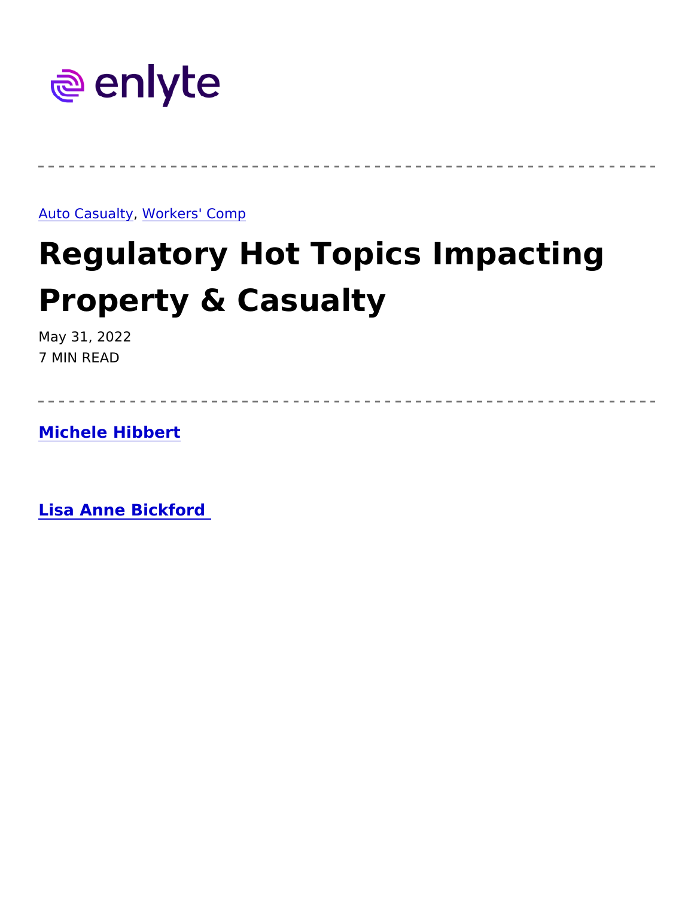enlyte

---

Auto Casualty, Workers' Comp

# Regulatory Hot Topics Impacting Property & Casualty

May 31, 2022
7 MIN READ

---

**Michele Hibbert**

**Lisa Anne Bickford**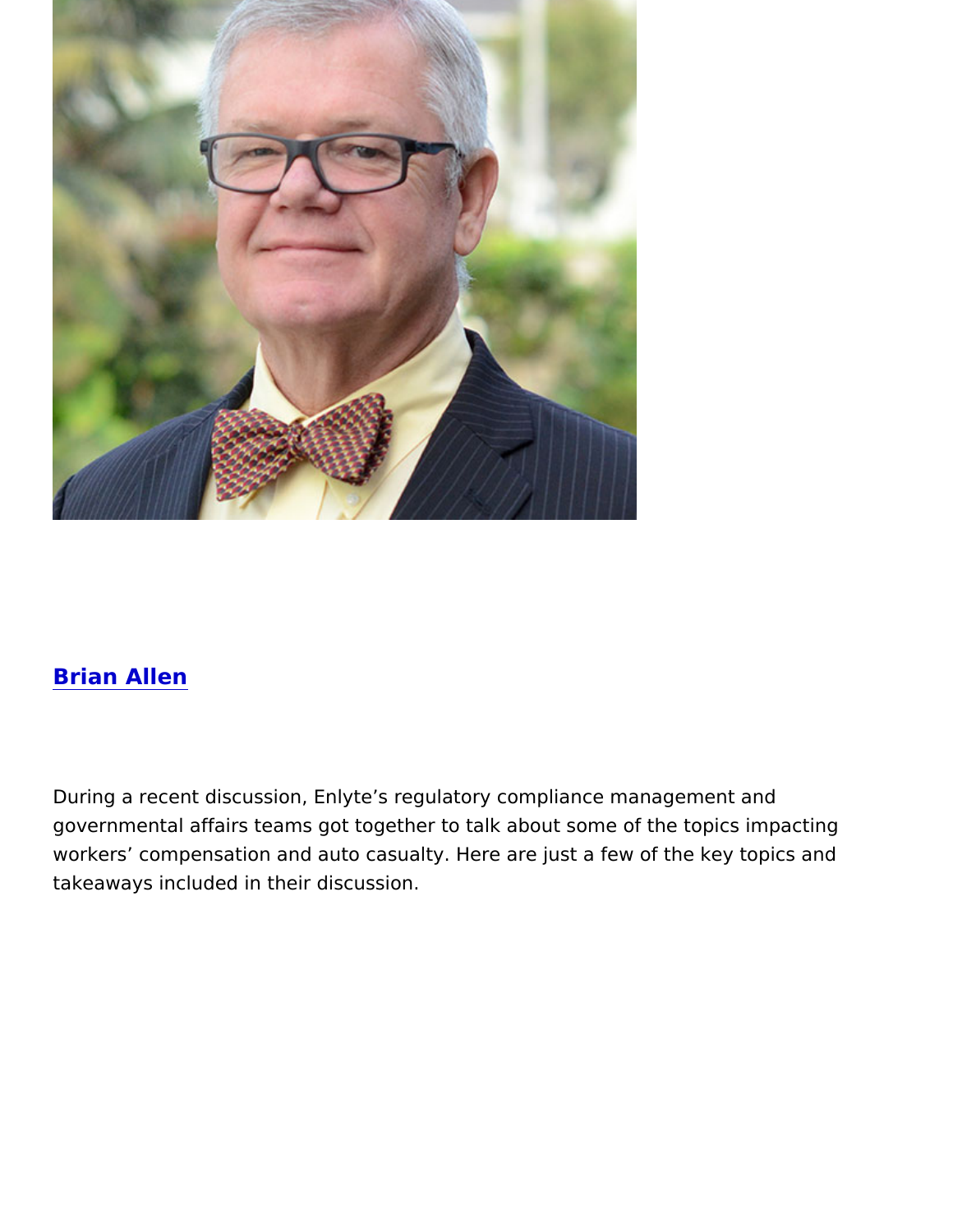[Brian Allen]

During a recent discussion, Enlyte's regulatory compliance management and governmental affairs teams got together to talk about some of the topics impacting workers' compensation and auto casualty. Here are just a few of the key topics and takeaways included in their discussion.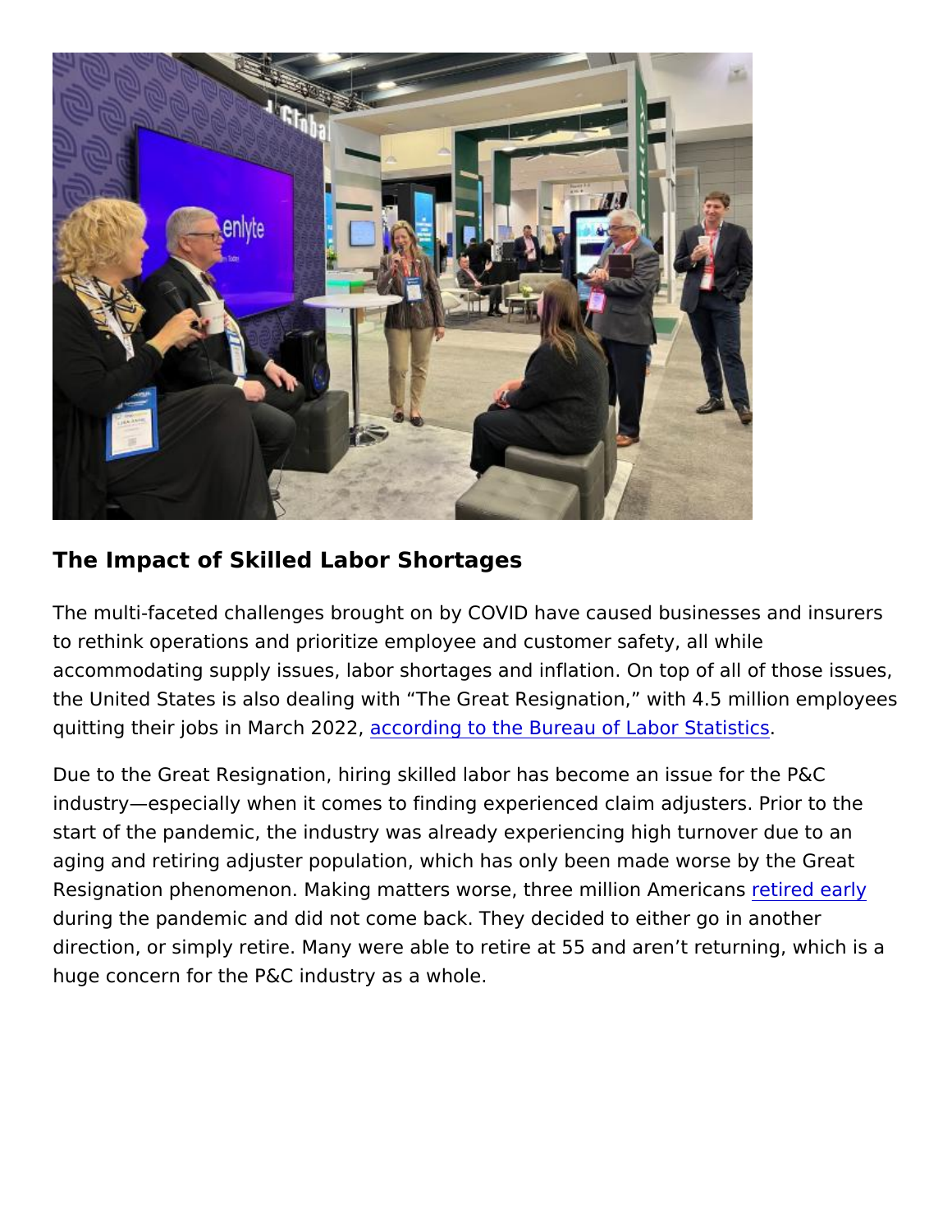## The Impact of Skilled Labor Shortages

The multi-faceted challenges brought on by COVID have caused businesses and insurers to rethink operations and prioritize employee and customer safety, all while accommodating supply issues, labor shortages and inflation. On top of all of those issues, the United States is also dealing with "The Great Resignation," with 4.5 million employees quitting their jobs in March 2022, according to the Bureau of Labor Statistics.

Due to the Great Resignation, hiring skilled labor has become an issue for the P&C industry—especially when it comes to finding experienced claim adjusters. Prior to the start of the pandemic, the industry was already experiencing high turnover due to an aging and retiring adjuster population, which has only been made worse by the Great Resignation phenomenon. Making matters worse, three million Americans retired early during the pandemic and did not come back. They decided to either go in another direction, or simply retire. Many were able to retire at 55 and aren't returning, which is a huge concern for the P&C industry as a whole.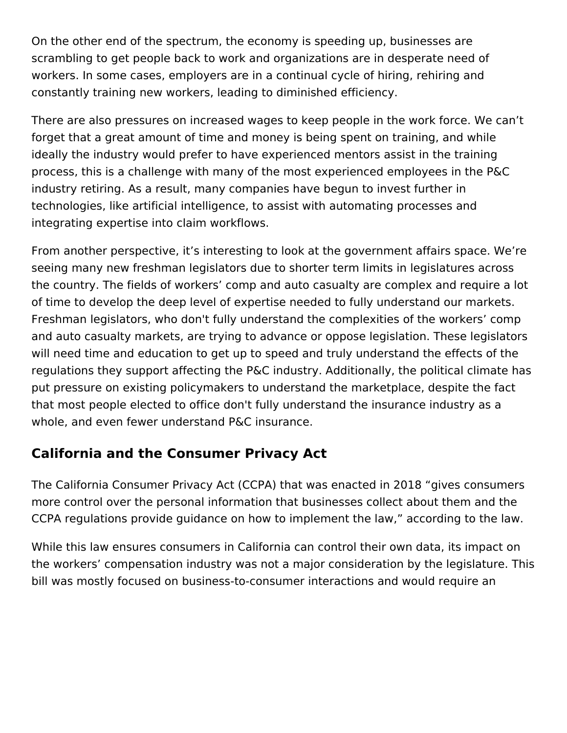On the other end of the spectrum, the economy is speeding up, businesses are scrambling to get people back to work and organizations are in desperate need of workers. In some cases, employers are in a continual cycle of hiring, rehiring and constantly training new workers, leading to diminished efficiency.

There are also pressures on increased wages to keep people in the work force. We can't forget that a great amount of time and money is being spent on training, and while ideally the industry would prefer to have experienced mentors assist in the training process, this is a challenge with many of the most experienced employees in the P&C industry retiring. As a result, many companies have begun to invest further in technologies, like artificial intelligence, to assist with automating processes and integrating expertise into claim workflows.

From another perspective, it's interesting to look at the government affairs space. We're seeing many new freshman legislators due to shorter term limits in legislatures across the country. The fields of workers' comp and auto casualty are complex and require a lot of time to develop the deep level of expertise needed to fully understand our markets. Freshman legislators, who don't fully understand the complexities of the workers' comp and auto casualty markets, are trying to advance or oppose legislation. These legislators will need time and education to get up to speed and truly understand the effects of the regulations they support affecting the P&C industry. Additionally, the political climate has put pressure on existing policymakers to understand the marketplace, despite the fact that most people elected to office don't fully understand the insurance industry as a whole, and even fewer understand P&C insurance.

## California and the Consumer Privacy Act

The California Consumer Privacy Act (CCPA) that was enacted in 2018 "gives consumers more control over the personal information that businesses collect about them and the CCPA regulations provide guidance on how to implement the law," according to the law.

While this law ensures consumers in California can control their own data, its impact on the workers' compensation industry was not a major consideration by the legislature. This bill was mostly focused on business-to-consumer interactions and would require an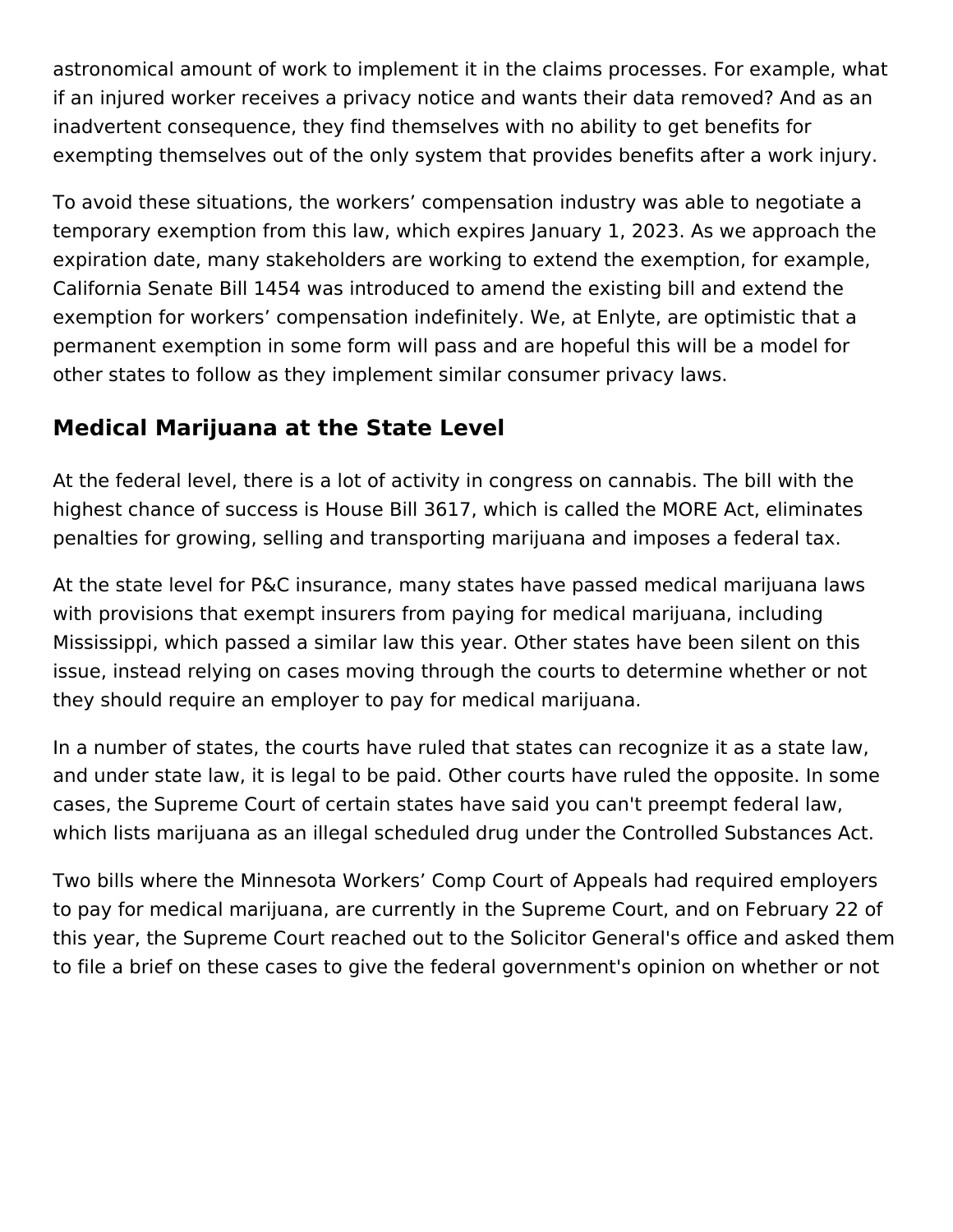astronomical amount of work to implement it in the claims processes. For example, what if an injured worker receives a privacy notice and wants their data removed? And as an inadvertent consequence, they find themselves with no ability to get benefits for exempting themselves out of the only system that provides benefits after a work injury.

To avoid these situations, the workers' compensation industry was able to negotiate a temporary exemption from this law, which expires January 1, 2023. As we approach the expiration date, many stakeholders are working to extend the exemption, for example, California Senate Bill 1454 was introduced to amend the existing bill and extend the exemption for workers' compensation indefinitely. We, at Enlyte, are optimistic that a permanent exemption in some form will pass and are hopeful this will be a model for other states to follow as they implement similar consumer privacy laws.

## Medical Marijuana at the State Level

At the federal level, there is a lot of activity in congress on cannabis. The bill with the highest chance of success is House Bill 3617, which is called the MORE Act, eliminates penalties for growing, selling and transporting marijuana and imposes a federal tax.

At the state level for P&C insurance, many states have passed medical marijuana laws with provisions that exempt insurers from paying for medical marijuana, including Mississippi, which passed a similar law this year. Other states have been silent on this issue, instead relying on cases moving through the courts to determine whether or not they should require an employer to pay for medical marijuana.

In a number of states, the courts have ruled that states can recognize it as a state law, and under state law, it is legal to be paid. Other courts have ruled the opposite. In some cases, the Supreme Court of certain states have said you can't preempt federal law, which lists marijuana as an illegal scheduled drug under the Controlled Substances Act.

Two bills where the Minnesota Workers' Comp Court of Appeals had required employers to pay for medical marijuana, are currently in the Supreme Court, and on February 22 of this year, the Supreme Court reached out to the Solicitor General's office and asked them to file a brief on these cases to give the federal government's opinion on whether or not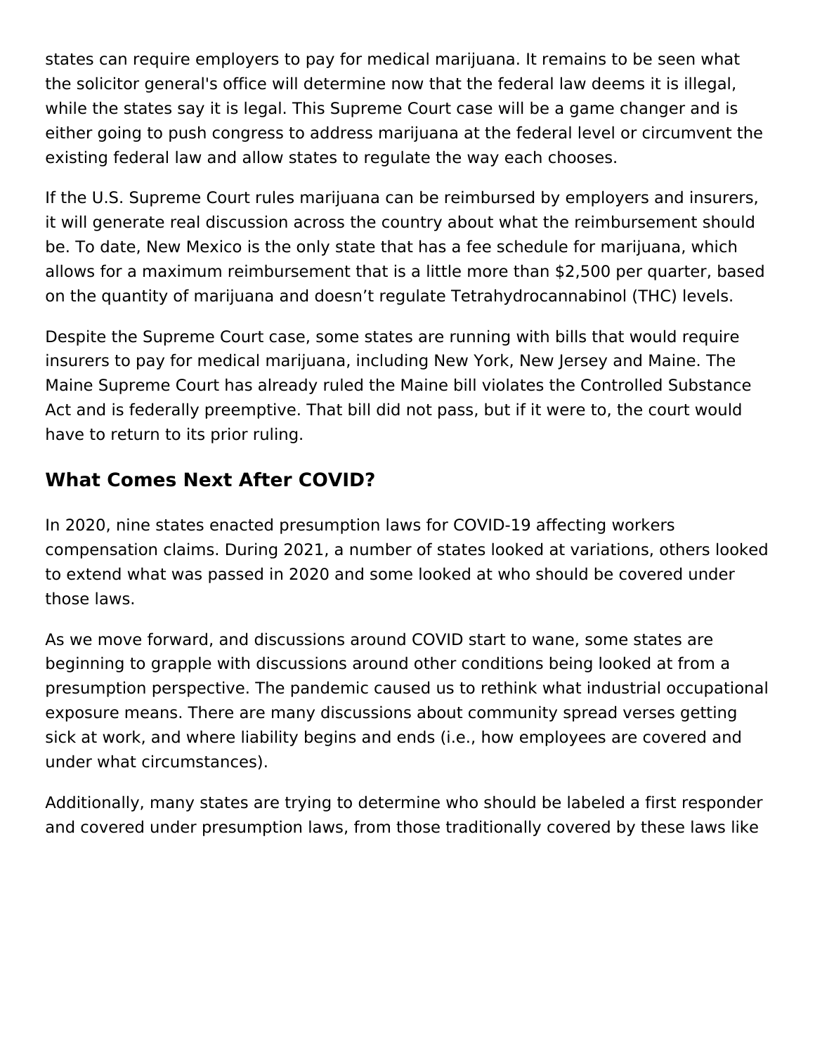states can require employers to pay for medical marijuana. It remains to be seen what the solicitor general's office will determine now that the federal law deems it is illegal, while the states say it is legal. This Supreme Court case will be a game changer and is either going to push congress to address marijuana at the federal level or circumvent the existing federal law and allow states to regulate the way each chooses.

If the U.S. Supreme Court rules marijuana can be reimbursed by employers and insurers, it will generate real discussion across the country about what the reimbursement should be. To date, New Mexico is the only state that has a fee schedule for marijuana, which allows for a maximum reimbursement that is a little more than $2,500 per quarter, based on the quantity of marijuana and doesn't regulate Tetrahydrocannabinol (THC) levels.

Despite the Supreme Court case, some states are running with bills that would require insurers to pay for medical marijuana, including New York, New Jersey and Maine. The Maine Supreme Court has already ruled the Maine bill violates the Controlled Substance Act and is federally preemptive. That bill did not pass, but if it were to, the court would have to return to its prior ruling.

## What Comes Next After COVID?

In 2020, nine states enacted presumption laws for COVID-19 affecting workers compensation claims. During 2021, a number of states looked at variations, others looked to extend what was passed in 2020 and some looked at who should be covered under those laws.

As we move forward, and discussions around COVID start to wane, some states are beginning to grapple with discussions around other conditions being looked at from a presumption perspective. The pandemic caused us to rethink what industrial occupational exposure means. There are many discussions about community spread verses getting sick at work, and where liability begins and ends (i.e., how employees are covered and under what circumstances).

Additionally, many states are trying to determine who should be labeled a first responder and covered under presumption laws, from those traditionally covered by these laws like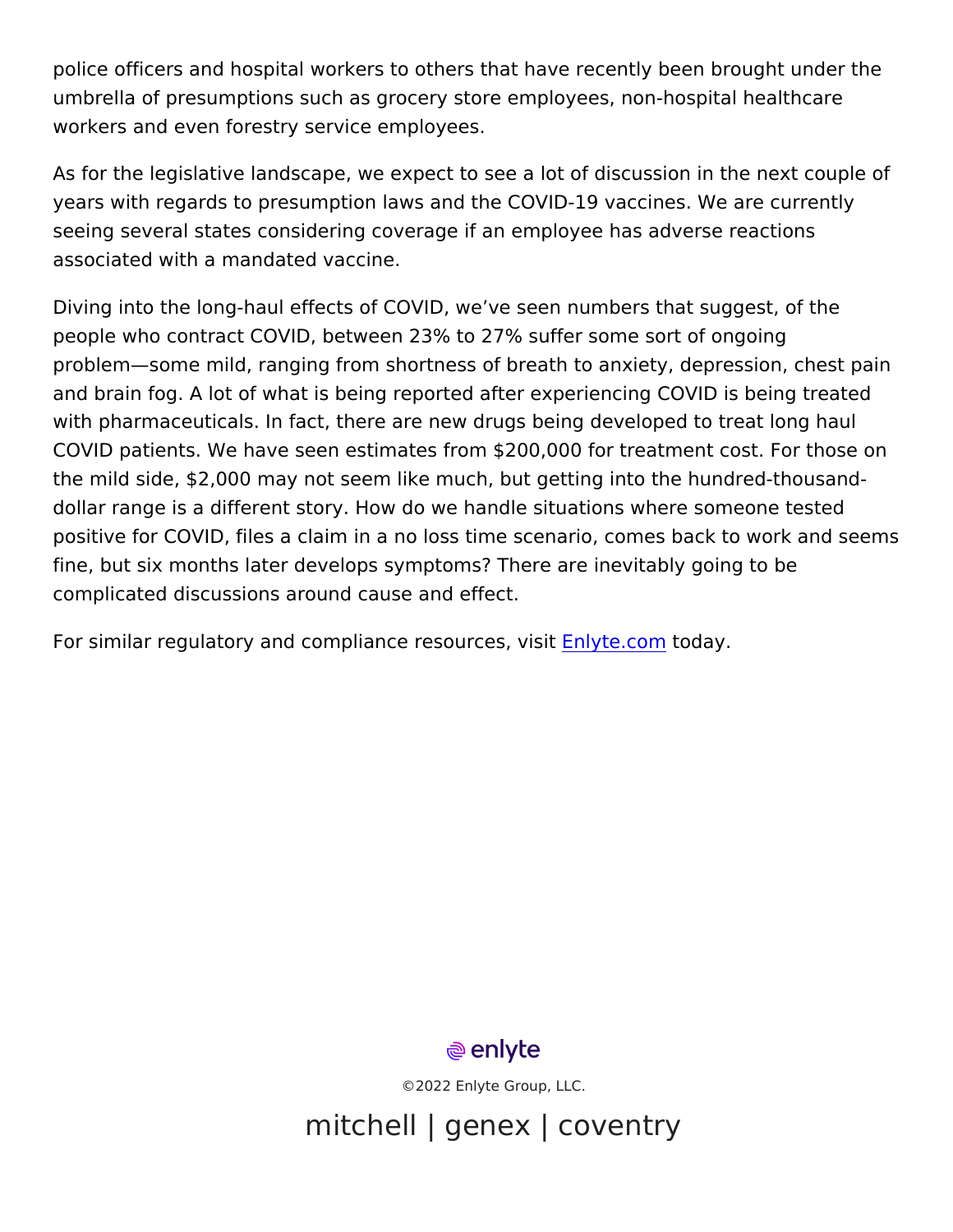police officers and hospital workers to others that have recently been brought under the umbrella of presumptions such as grocery store employees, non-hospital healthcare workers and even forestry service employees.

As for the legislative landscape, we expect to see a lot of discussion in the next couple of years with regards to presumption laws and the COVID-19 vaccines. We are currently seeing several states considering coverage if an employee has adverse reactions associated with a mandated vaccine.

Diving into the long-haul effects of COVID, we've seen numbers that suggest, of the people who contract COVID, between 23% to 27% suffer some sort of ongoing problem—some mild, ranging from shortness of breath to anxiety, depression, chest pain and brain fog. A lot of what is being reported after experiencing COVID is being treated with pharmaceuticals. In fact, there are new drugs being developed to treat long haul COVID patients. We have seen estimates from $200,000 for treatment cost. For those on the mild side, $2,000 may not seem like much, but getting into the hundred-thousand-dollar range is a different story. How do we handle situations where someone tested positive for COVID, files a claim in a no loss time scenario, comes back to work and seems fine, but six months later develops symptoms? There are inevitably going to be complicated discussions around cause and effect.

For similar regulatory and compliance resources, visit [Enlyte.com](https://www.enlyte.com) today.

enlyte

©2022 Enlyte Group, LLC.

mitchell | genex | coventry